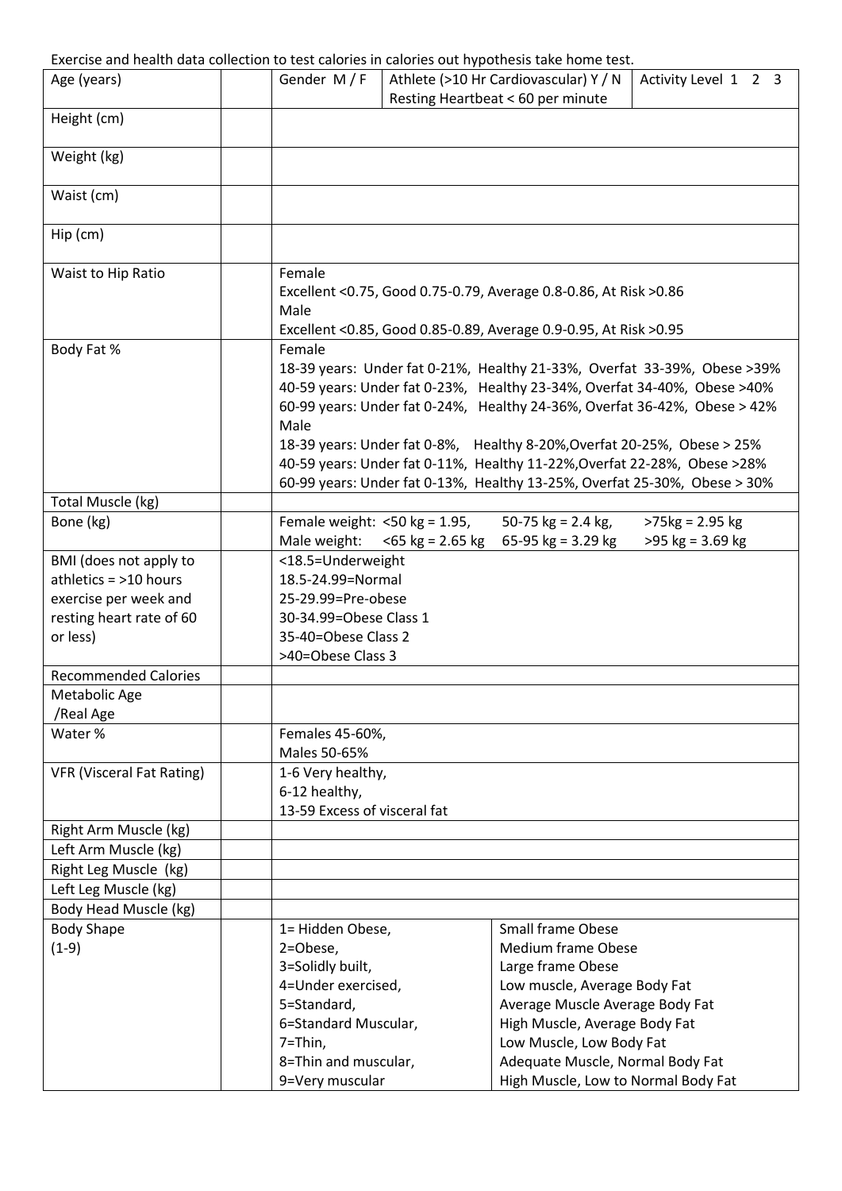Exercise and health data collection to test calories in calories out hypothesis take home test.

| Age (years) | | Gender M / F | Athlete (>10 Hr Cardiovascular) Y / N Resting Heartbeat < 60 per minute | Activity Level 1 2 3 |
|---|---|---|---|---|
| Height (cm) | | | | |
| Weight (kg) | | | | |
| Waist (cm) | | | | |
| Hip (cm) | | | | |
| Waist to Hip Ratio | | Female<br>Excellent <0.75, Good 0.75-0.79, Average 0.8-0.86, At Risk >0.86<br>Male<br>Excellent <0.85, Good 0.85-0.89, Average 0.9-0.95, At Risk >0.95 | | |
| Body Fat % | | Female<br>18-39 years: Under fat 0-21%, Healthy 21-33%, Overfat 33-39%, Obese >39%<br>40-59 years: Under fat 0-23%, Healthy 23-34%, Overfat 34-40%, Obese >40%<br>60-99 years: Under fat 0-24%, Healthy 24-36%, Overfat 36-42%, Obese > 42%<br>Male<br>18-39 years: Under fat 0-8%, Healthy 8-20%,Overfat 20-25%, Obese > 25%<br>40-59 years: Under fat 0-11%, Healthy 11-22%,Overfat 22-28%, Obese >28%<br>60-99 years: Under fat 0-13%, Healthy 13-25%, Overfat 25-30%, Obese > 30% | | |
| Total Muscle (kg) | | | | |
| Bone (kg) | | Female weight: <50 kg = 1.95, 50-75 kg = 2.4 kg, >75kg = 2.95 kg<br>Male weight: <65 kg = 2.65 kg 65-95 kg = 3.29 kg >95 kg = 3.69 kg | | |
| BMI (does not apply to athletics = >10 hours exercise per week and resting heart rate of 60 or less) | | <18.5=Underweight<br>18.5-24.99=Normal<br>25-29.99=Pre-obese<br>30-34.99=Obese Class 1<br>35-40=Obese Class 2<br>>40=Obese Class 3 | | |
| Recommended Calories | | | | |
| Metabolic Age /Real Age | | | | |
| Water % | | Females 45-60%,<br>Males 50-65% | | |
| VFR (Visceral Fat Rating) | | 1-6 Very healthy,<br>6-12 healthy,<br>13-59 Excess of visceral fat | | |
| Right Arm Muscle (kg) | | | | |
| Left Arm Muscle (kg) | | | | |
| Right Leg Muscle (kg) | | | | |
| Left Leg Muscle (kg) | | | | |
| Body Head Muscle (kg) | | | | |
| Body Shape (1-9) | | 1= Hidden Obese,<br>2=Obese,<br>3=Solidly built,<br>4=Under exercised,<br>5=Standard,<br>6=Standard Muscular,<br>7=Thin,<br>8=Thin and muscular,<br>9=Very muscular | Small frame Obese<br>Medium frame Obese<br>Large frame Obese<br>Low muscle, Average Body Fat<br>Average Muscle Average Body Fat<br>High Muscle, Average Body Fat<br>Low Muscle, Low Body Fat<br>Adequate Muscle, Normal Body Fat<br>High Muscle, Low to Normal Body Fat | |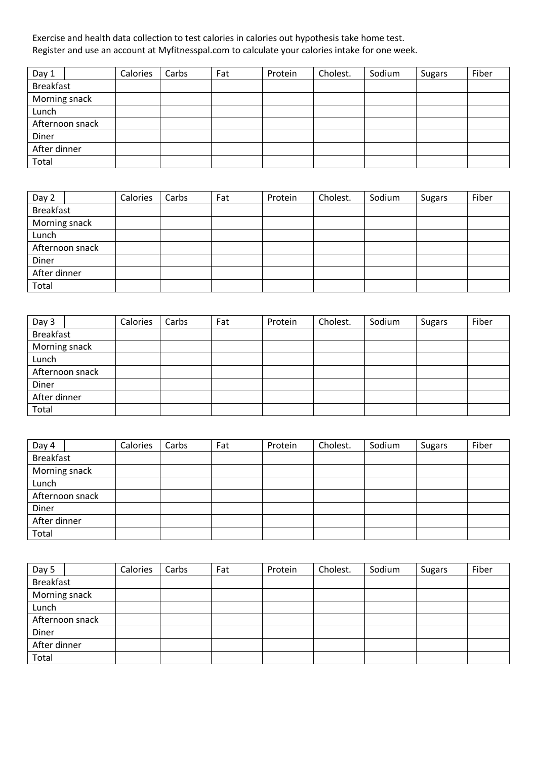Exercise and health data collection to test calories in calories out hypothesis take home test.
Register and use an account at Myfitnesspal.com to calculate your calories intake for one week.

| Day 1 | | Calories | Carbs | Fat | Protein | Cholest. | Sodium | Sugars | Fiber |
|---|---|---|---|---|---|---|---|---|---|
| Breakfast | | | | | | | | | |
| Morning snack | | | | | | | | | |
| Lunch | | | | | | | | | |
| Afternoon snack | | | | | | | | | |
| Diner | | | | | | | | | |
| After dinner | | | | | | | | | |
| Total | | | | | | | | | |

| Day 2 | | Calories | Carbs | Fat | Protein | Cholest. | Sodium | Sugars | Fiber |
|---|---|---|---|---|---|---|---|---|---|
| Breakfast | | | | | | | | | |
| Morning snack | | | | | | | | | |
| Lunch | | | | | | | | | |
| Afternoon snack | | | | | | | | | |
| Diner | | | | | | | | | |
| After dinner | | | | | | | | | |
| Total | | | | | | | | | |

| Day 3 | | Calories | Carbs | Fat | Protein | Cholest. | Sodium | Sugars | Fiber |
|---|---|---|---|---|---|---|---|---|---|
| Breakfast | | | | | | | | | |
| Morning snack | | | | | | | | | |
| Lunch | | | | | | | | | |
| Afternoon snack | | | | | | | | | |
| Diner | | | | | | | | | |
| After dinner | | | | | | | | | |
| Total | | | | | | | | | |

| Day 4 | | Calories | Carbs | Fat | Protein | Cholest. | Sodium | Sugars | Fiber |
|---|---|---|---|---|---|---|---|---|---|
| Breakfast | | | | | | | | | |
| Morning snack | | | | | | | | | |
| Lunch | | | | | | | | | |
| Afternoon snack | | | | | | | | | |
| Diner | | | | | | | | | |
| After dinner | | | | | | | | | |
| Total | | | | | | | | | |

| Day 5 | | Calories | Carbs | Fat | Protein | Cholest. | Sodium | Sugars | Fiber |
|---|---|---|---|---|---|---|---|---|---|
| Breakfast | | | | | | | | | |
| Morning snack | | | | | | | | | |
| Lunch | | | | | | | | | |
| Afternoon snack | | | | | | | | | |
| Diner | | | | | | | | | |
| After dinner | | | | | | | | | |
| Total | | | | | | | | | |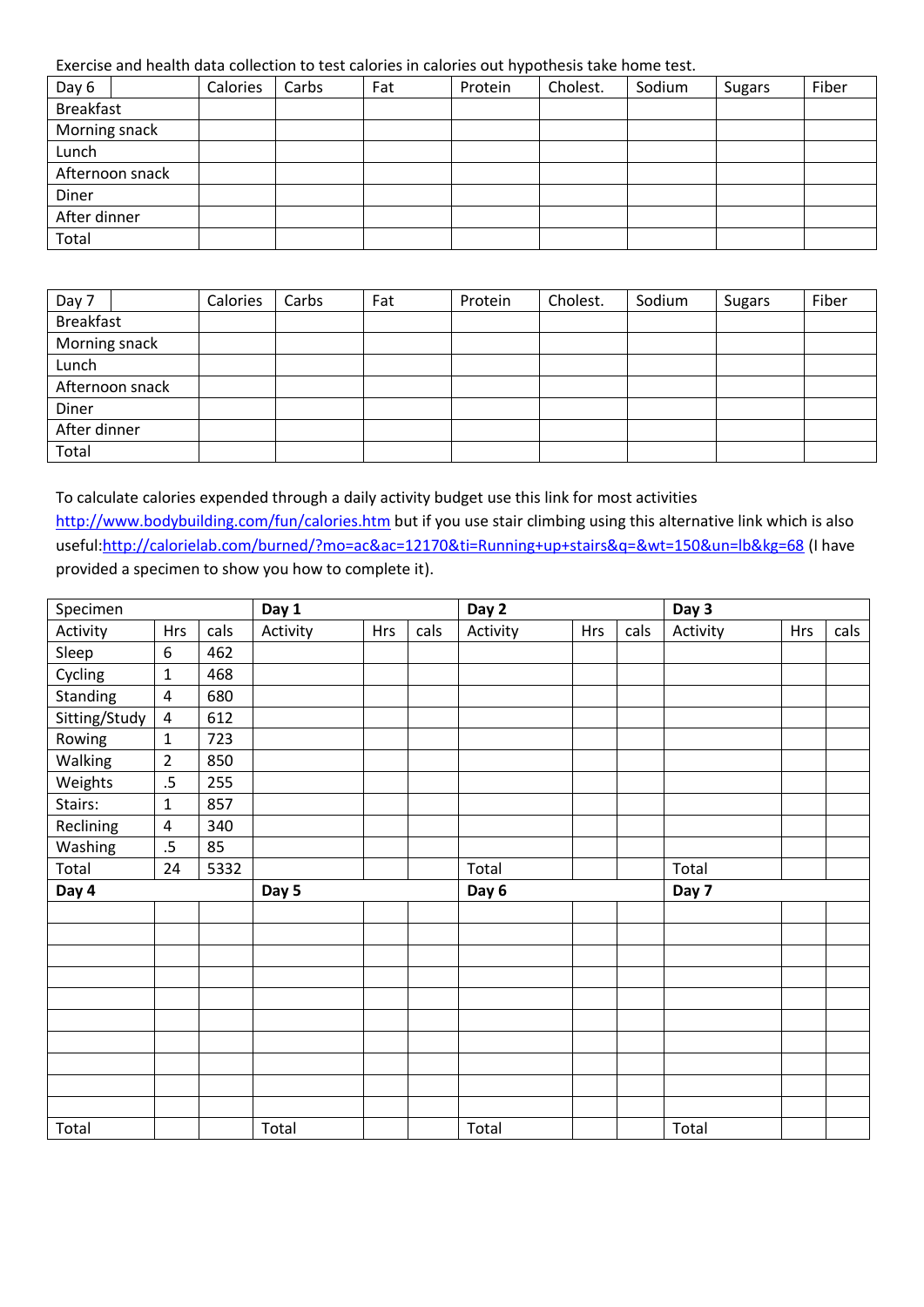Exercise and health data collection to test calories in calories out hypothesis take home test.

| Day 6 | | Calories | Carbs | Fat | Protein | Cholest. | Sodium | Sugars | Fiber |
|---|---|---|---|---|---|---|---|---|---|
| Breakfast | | | | | | | | | |
| Morning snack | | | | | | | | | |
| Lunch | | | | | | | | | |
| Afternoon snack | | | | | | | | | |
| Diner | | | | | | | | | |
| After dinner | | | | | | | | | |
| Total | | | | | | | | | |

| Day 7 | | Calories | Carbs | Fat | Protein | Cholest. | Sodium | Sugars | Fiber |
|---|---|---|---|---|---|---|---|---|---|
| Breakfast | | | | | | | | | |
| Morning snack | | | | | | | | | |
| Lunch | | | | | | | | | |
| Afternoon snack | | | | | | | | | |
| Diner | | | | | | | | | |
| After dinner | | | | | | | | | |
| Total | | | | | | | | | |

To calculate calories expended through a daily activity budget use this link for most activities http://www.bodybuilding.com/fun/calories.htm but if you use stair climbing using this alternative link which is also useful:http://calorielab.com/burned/?mo=ac&ac=12170&ti=Running+up+stairs&q=&wt=150&un=lb&kg=68 (I have provided a specimen to show you how to complete it).

| Specimen | | | Day 1 | | | Day 2 | | | Day 3 | | |
|---|---|---|---|---|---|---|---|---|---|---|---|
| Activity | Hrs | cals | Activity | Hrs | cals | Activity | Hrs | cals | Activity | Hrs | cals |
| Sleep | 6 | 462 | | | | | | | | | |
| Cycling | 1 | 468 | | | | | | | | | |
| Standing | 4 | 680 | | | | | | | | | |
| Sitting/Study | 4 | 612 | | | | | | | | | |
| Rowing | 1 | 723 | | | | | | | | | |
| Walking | 2 | 850 | | | | | | | | | |
| Weights | .5 | 255 | | | | | | | | | |
| Stairs: | 1 | 857 | | | | | | | | | |
| Reclining | 4 | 340 | | | | | | | | | |
| Washing | .5 | 85 | | | | | | | | | |
| Total | 24 | 5332 | | | | Total | | | Total | | |
| **Day 4** | | | **Day 5** | | | **Day 6** | | | **Day 7** | | |
| | | | | | | | | | | | |
| | | | | | | | | | | | |
| | | | | | | | | | | | |
| | | | | | | | | | | | |
| | | | | | | | | | | | |
| | | | | | | | | | | | |
| | | | | | | | | | | | |
| | | | | | | | | | | | |
| | | | | | | | | | | | |
| | | | | | | | | | | | |
| Total | | | Total | | | Total | | | Total | | |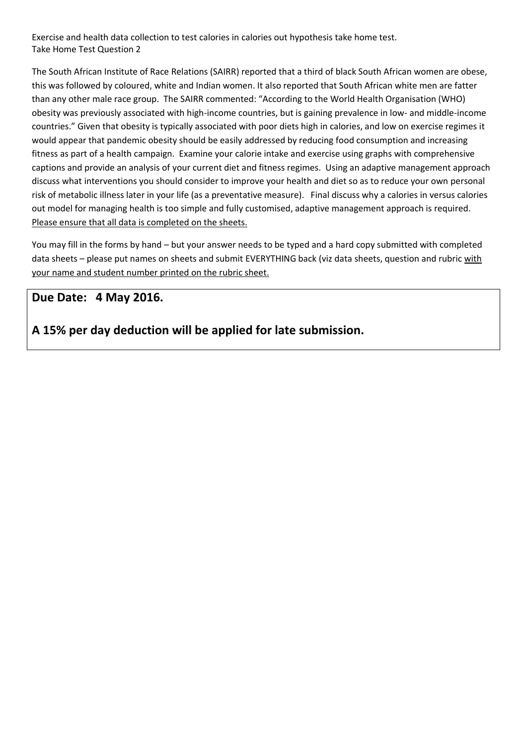Exercise and health data collection to test calories in calories out hypothesis take home test.
Take Home Test Question 2

The South African Institute of Race Relations (SAIRR) reported that a third of black South African women are obese, this was followed by coloured, white and Indian women. It also reported that South African white men are fatter than any other male race group. The SAIRR commented: "According to the World Health Organisation (WHO) obesity was previously associated with high-income countries, but is gaining prevalence in low- and middle-income countries." Given that obesity is typically associated with poor diets high in calories, and low on exercise regimes it would appear that pandemic obesity should be easily addressed by reducing food consumption and increasing fitness as part of a health campaign. Examine your calorie intake and exercise using graphs with comprehensive captions and provide an analysis of your current diet and fitness regimes. Using an adaptive management approach discuss what interventions you should consider to improve your health and diet so as to reduce your own personal risk of metabolic illness later in your life (as a preventative measure). Final discuss why a calories in versus calories out model for managing health is too simple and fully customised, adaptive management approach is required. <u>Please ensure that all data is completed on the sheets.</u>

You may fill in the forms by hand – but your answer needs to be typed and a hard copy submitted with completed data sheets – please put names on sheets and submit EVERYTHING back (viz data sheets, question and rubric <u>with your name and student number printed on the rubric sheet.</u>

**Due Date: 4 May 2016.**

**A 15% per day deduction will be applied for late submission.**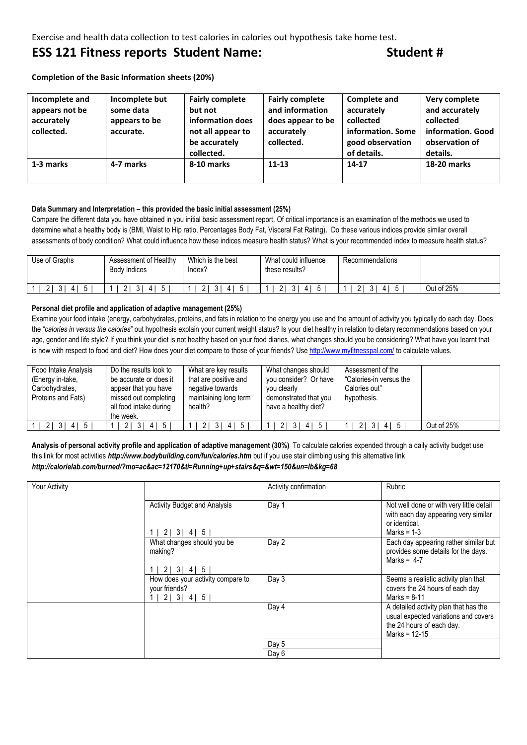Exercise and health data collection to test calories in calories out hypothesis take home test.

# ESS 121 Fitness reports Student Name: Student #

**Completion of the Basic Information sheets (20%)**

| | | | | | |
|---|---|---|---|---|---|
| **Incomplete and appears not be accurately collected.** | **Incomplete but some data appears to be accurate.** | **Fairly complete but not information does not all appear to be accurately collected.** | **Fairly complete and information does appear to be accurately collected.** | **Complete and accurately collected information. Some good observation of details.** | **Very complete and accurately collected information. Good observation of details.** |
| **1-3 marks** | **4-7 marks** | **8-10 marks** | **11-13** | **14-17** | **18-20 marks** |

**Data Summary and Interpretation – this provided the basic initial assessment (25%)**

Compare the different data you have obtained in you initial basic assessment report. Of critical importance is an examination of the methods we used to determine what a healthy body is (BMI, Waist to Hip ratio, Percentages Body Fat, Visceral Fat Rating). Do these various indices provide similar overall assessments of body condition? What could influence how these indices measure health status? What is your recommended index to measure health status?

| | | | | | |
|---|---|---|---|---|---|
| Use of Graphs | Assessment of Healthy Body Indices | Which is the best Index? | What could influence these results? | Recommendations | |
| 1 \| 2 \| 3 \| 4 \| 5 \| | 1 \| 2 \| 3 \| 4 \| 5 \| | 1 \| 2 \| 3 \| 4 \| 5 \| | 1 \| 2 \| 3 \| 4 \| 5 \| | 1 \| 2 \| 3 \| 4 \| 5 \| | Out of 25% |

**Personal diet profile and application of adaptive management (25%)**

Examine your food intake (energy, carbohydrates, proteins, and fats in relation to the energy you use and the amount of activity you typically do each day. Does the "*calories in versus the calories*" out hypothesis explain your current weight status? Is your diet healthy in relation to dietary recommendations based on your age, gender and life style? If you think your diet is not healthy based on your food diaries, what changes should you be considering? What have you learnt that is new with respect to food and diet? How does your diet compare to those of your friends? Use http://www.myfitnesspal.com/ to calculate values.

| | | | | | |
|---|---|---|---|---|---|
| Food Intake Analysis (Energy in-take, Carbohydrates, Proteins and Fats) | Do the results look to be accurate or does it appear that you have missed out completing all food intake during the week. | What are key results that are positive and negative towards maintaining long term health? | What changes should you consider? Or have you clearly demonstrated that you have a healthy diet? | Assessment of the "Calories-in versus the Calories out" hypothesis. | |
| 1 \| 2 \| 3 \| 4 \| 5 \| | 1 \| 2 \| 3 \| 4 \| 5 \| | 1 \| 2 \| 3 \| 4 \| 5 \| | 1 \| 2 \| 3 \| 4 \| 5 \| | 1 \| 2 \| 3 \| 4 \| 5 \| | Out of 25% |

**Analysis of personal activity profile and application of adaptive management (30%)** To calculate calories expended through a daily activity budget use this link for most activities ***http://www.bodybuilding.com/fun/calories.htm*** but if you use stair climbing using this alternative link ***http://calorielab.com/burned/?mo=ac&ac=12170&ti=Running+up+stairs&q=&wt=150&un=lb&kg=68***

| Your Activity | | Activity confirmation | Rubric |
|---|---|---|---|
| | Activity Budget and Analysis<br><br>1 \| 2 \| 3 \| 4 \| 5 \| | Day 1 | Not well done or with very little detail with each day appearing very similar or identical.<br>Marks = 1-3 |
| | What changes should you be making?<br><br>1 \| 2 \| 3 \| 4 \| 5 \| | Day 2 | Each day appearing rather similar but provides some details for the days.<br>Marks = 4-7 |
| | How does your activity compare to your friends?<br>1 \| 2 \| 3 \| 4 \| 5 \| | Day 3 | Seems a realistic activity plan that covers the 24 hours of each day<br>Marks = 8-11 |
| | | Day 4 | A detailed activity plan that has the usual expected variations and covers the 24 hours of each day.<br>Marks = 12-15 |
| | | Day 5 | |
| | | Day 6 | |